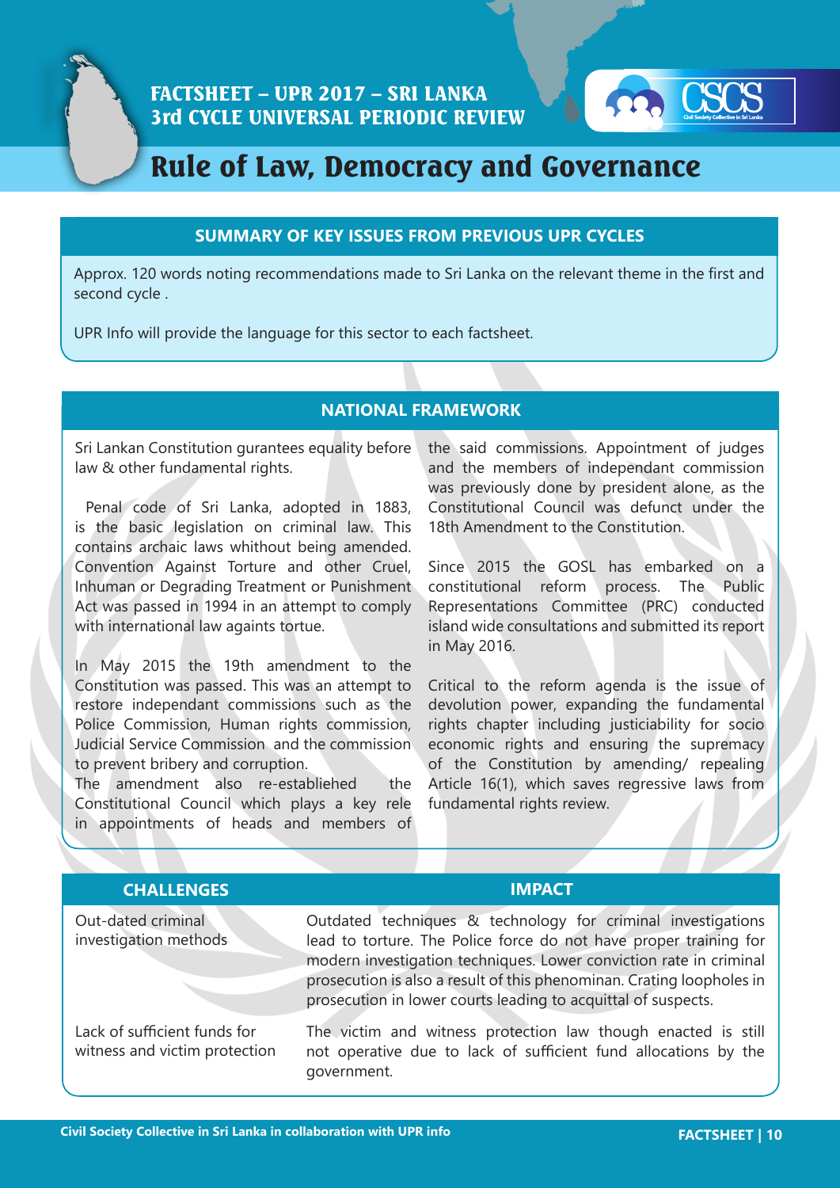# FACTSHEET – UPR 2017 – SRI LANKA
## 3rd CYCLE UNIVERSAL PERIODIC REVIEW

# Rule of Law, Democracy and Governance

## SUMMARY OF KEY ISSUES FROM PREVIOUS UPR CYCLES

Approx. 120 words noting recommendations made to Sri Lanka on the relevant theme in the first and second cycle .

UPR Info will provide the language for this sector to each factsheet.

## NATIONAL FRAMEWORK

Sri Lankan Constitution gurantees equality before law & other fundamental rights.

Penal code of Sri Lanka, adopted in 1883, is the basic legislation on criminal law. This contains archaic laws whithout being amended. Convention Against Torture and other Cruel, Inhuman or Degrading Treatment or Punishment Act was passed in 1994 in an attempt to comply with international law againts tortue.

In May 2015 the 19th amendment to the Constitution was passed. This was an attempt to restore independant commissions such as the Police Commission, Human rights commission, Judicial Service Commission and the commission to prevent bribery and corruption.
The amendment also re-establiehed the Constitutional Council which plays a key rele in appointments of heads and members of the said commissions. Appointment of judges and the members of independant commission was previously done by president alone, as the Constitutional Council was defunct under the 18th Amendment to the Constitution.

Since 2015 the GOSL has embarked on a constitutional reform process. The Public Representations Committee (PRC) conducted island wide consultations and submitted its report in May 2016.

Critical to the reform agenda is the issue of devolution power, expanding the fundamental rights chapter including justiciability for socio economic rights and ensuring the supremacy of the Constitution by amending/ repealing Article 16(1), which saves regressive laws from fundamental rights review.

| CHALLENGES | IMPACT |
|---|---|
| Out-dated criminal investigation methods | Outdated techniques & technology for criminal investigations lead to torture. The Police force do not have proper training for modern investigation techniques. Lower conviction rate in criminal prosecution is also a result of this phenominan. Crating loopholes in prosecution in lower courts leading to acquittal of suspects. |
| Lack of sufficient funds for witness and victim protection | The victim and witness protection law though enacted is still not operative due to lack of sufficient fund allocations by the government. |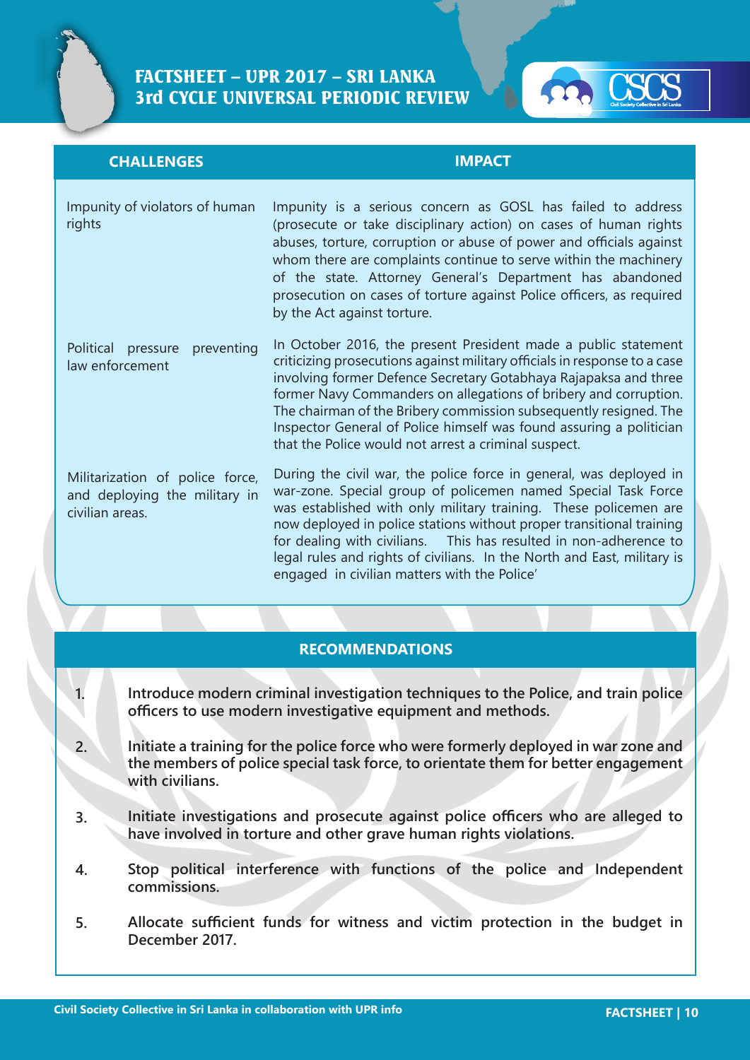| CHALLENGES | IMPACT |
|---|---|
| Impunity of violators of human rights | Impunity is a serious concern as GOSL has failed to address (prosecute or take disciplinary action) on cases of human rights abuses, torture, corruption or abuse of power and officials against whom there are complaints continue to serve within the machinery of the state. Attorney General's Department has abandoned prosecution on cases of torture against Police officers, as required by the Act against torture. |
| Political pressure preventing law enforcement | In October 2016, the present President made a public statement criticizing prosecutions against military officials in response to a case involving former Defence Secretary Gotabhaya Rajapaksa and three former Navy Commanders on allegations of bribery and corruption. The chairman of the Bribery commission subsequently resigned. The Inspector General of Police himself was found assuring a politician that the Police would not arrest a criminal suspect. |
| Militarization of police force, and deploying the military in civilian areas. | During the civil war, the police force in general, was deployed in war-zone. Special group of policemen named Special Task Force was established with only military training. These policemen are now deployed in police stations without proper transitional training for dealing with civilians. This has resulted in non-adherence to legal rules and rights of civilians. In the North and East, military is engaged in civilian matters with the Police' |

## RECOMMENDATIONS

1. **Introduce modern criminal investigation techniques to the Police, and train police officers to use modern investigative equipment and methods.**
2. **Initiate a training for the police force who were formerly deployed in war zone and the members of police special task force, to orientate them for better engagement with civilians.**
3. **Initiate investigations and prosecute against police officers who are alleged to have involved in torture and other grave human rights violations.**
4. **Stop political interference with functions of the police and Independent commissions.**
5. **Allocate sufficient funds for witness and victim protection in the budget in December 2017.**